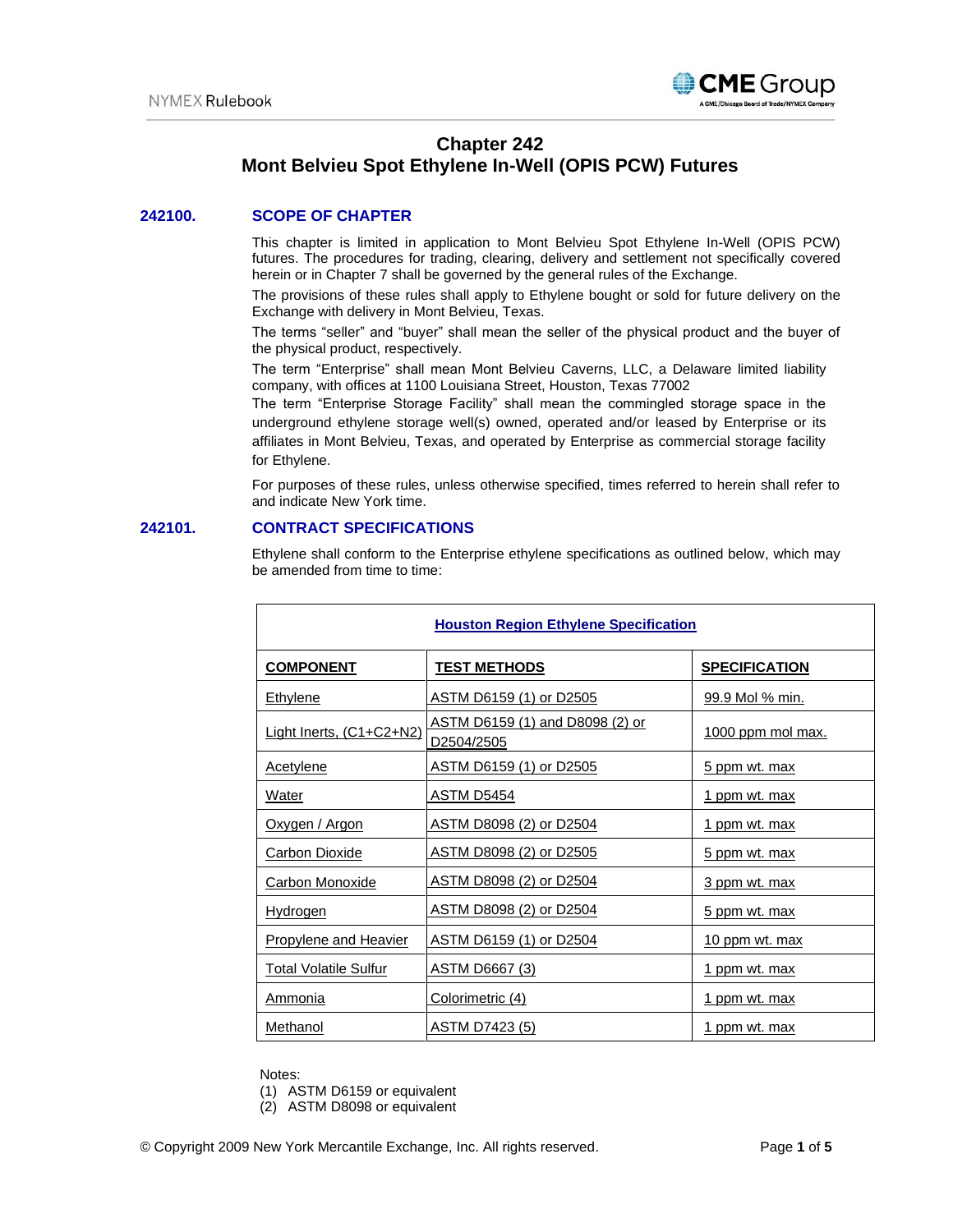# Chapter 242
# Mont Belvieu Spot Ethylene In-Well (OPIS PCW) Futures

## 242100. SCOPE OF CHAPTER

This chapter is limited in application to Mont Belvieu Spot Ethylene In-Well (OPIS PCW) futures. The procedures for trading, clearing, delivery and settlement not specifically covered herein or in Chapter 7 shall be governed by the general rules of the Exchange.

The provisions of these rules shall apply to Ethylene bought or sold for future delivery on the Exchange with delivery in Mont Belvieu, Texas.

The terms "seller" and "buyer" shall mean the seller of the physical product and the buyer of the physical product, respectively.

The term "Enterprise" shall mean Mont Belvieu Caverns, LLC, a Delaware limited liability company, with offices at 1100 Louisiana Street, Houston, Texas 77002

The term "Enterprise Storage Facility" shall mean the commingled storage space in the underground ethylene storage well(s) owned, operated and/or leased by Enterprise or its affiliates in Mont Belvieu, Texas, and operated by Enterprise as commercial storage facility for Ethylene.

For purposes of these rules, unless otherwise specified, times referred to herein shall refer to and indicate New York time.

## 242101. CONTRACT SPECIFICATIONS

Ethylene shall conform to the Enterprise ethylene specifications as outlined below, which may be amended from time to time:

| Houston Region Ethylene Specification | | |
|---|---|---|
| **COMPONENT** | **TEST METHODS** | **SPECIFICATION** |
| Ethylene | ASTM D6159 (1) or D2505 | 99.9 Mol % min. |
| Light Inerts, (C1+C2+N2) | ASTM D6159 (1) and D8098 (2) or D2504/2505 | 1000 ppm mol max. |
| Acetylene | ASTM D6159 (1) or D2505 | 5 ppm wt. max |
| Water | ASTM D5454 | 1 ppm wt. max |
| Oxygen / Argon | ASTM D8098 (2) or D2504 | 1 ppm wt. max |
| Carbon Dioxide | ASTM D8098 (2) or D2505 | 5 ppm wt. max |
| Carbon Monoxide | ASTM D8098 (2) or D2504 | 3 ppm wt. max |
| Hydrogen | ASTM D8098 (2) or D2504 | 5 ppm wt. max |
| Propylene and Heavier | ASTM D6159 (1) or D2504 | 10 ppm wt. max |
| Total Volatile Sulfur | ASTM D6667 (3) | 1 ppm wt. max |
| Ammonia | Colorimetric (4) | 1 ppm wt. max |
| Methanol | ASTM D7423 (5) | 1 ppm wt. max |

Notes:

(1) ASTM D6159 or equivalent

(2) ASTM D8098 or equivalent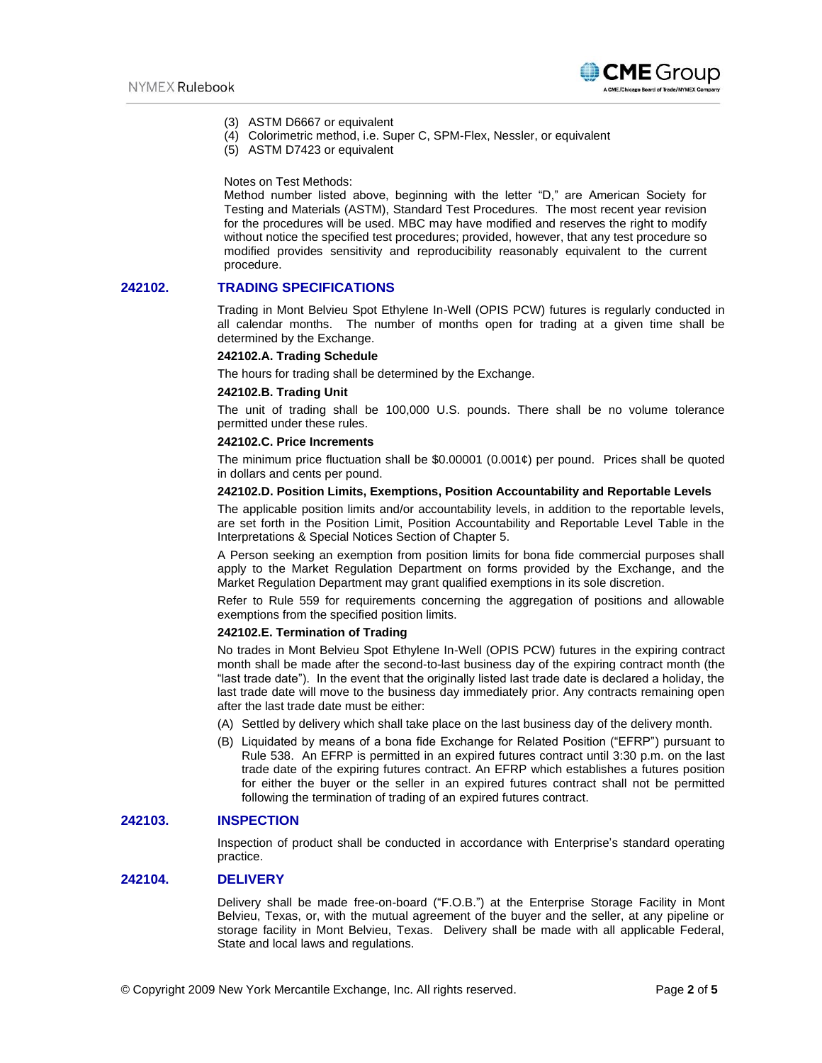(3) ASTM D6667 or equivalent
(4) Colorimetric method, i.e. Super C, SPM-Flex, Nessler, or equivalent
(5) ASTM D7423 or equivalent

Notes on Test Methods:
Method number listed above, beginning with the letter "D," are American Society for Testing and Materials (ASTM), Standard Test Procedures. The most recent year revision for the procedures will be used. MBC may have modified and reserves the right to modify without notice the specified test procedures; provided, however, that any test procedure so modified provides sensitivity and reproducibility reasonably equivalent to the current procedure.

## 242102. TRADING SPECIFICATIONS

Trading in Mont Belvieu Spot Ethylene In-Well (OPIS PCW) futures is regularly conducted in all calendar months. The number of months open for trading at a given time shall be determined by the Exchange.

**242102.A. Trading Schedule**

The hours for trading shall be determined by the Exchange.

**242102.B. Trading Unit**

The unit of trading shall be 100,000 U.S. pounds. There shall be no volume tolerance permitted under these rules.

**242102.C. Price Increments**

The minimum price fluctuation shall be $0.00001 (0.001¢) per pound. Prices shall be quoted in dollars and cents per pound.

**242102.D. Position Limits, Exemptions, Position Accountability and Reportable Levels**

The applicable position limits and/or accountability levels, in addition to the reportable levels, are set forth in the Position Limit, Position Accountability and Reportable Level Table in the Interpretations & Special Notices Section of Chapter 5.

A Person seeking an exemption from position limits for bona fide commercial purposes shall apply to the Market Regulation Department on forms provided by the Exchange, and the Market Regulation Department may grant qualified exemptions in its sole discretion.

Refer to Rule 559 for requirements concerning the aggregation of positions and allowable exemptions from the specified position limits.

**242102.E. Termination of Trading**

No trades in Mont Belvieu Spot Ethylene In-Well (OPIS PCW) futures in the expiring contract month shall be made after the second-to-last business day of the expiring contract month (the "last trade date"). In the event that the originally listed last trade date is declared a holiday, the last trade date will move to the business day immediately prior. Any contracts remaining open after the last trade date must be either:

(A) Settled by delivery which shall take place on the last business day of the delivery month.

(B) Liquidated by means of a bona fide Exchange for Related Position ("EFRP") pursuant to Rule 538. An EFRP is permitted in an expired futures contract until 3:30 p.m. on the last trade date of the expiring futures contract. An EFRP which establishes a futures position for either the buyer or the seller in an expired futures contract shall not be permitted following the termination of trading of an expired futures contract.

## 242103. INSPECTION

Inspection of product shall be conducted in accordance with Enterprise's standard operating practice.

## 242104. DELIVERY

Delivery shall be made free-on-board ("F.O.B.") at the Enterprise Storage Facility in Mont Belvieu, Texas, or, with the mutual agreement of the buyer and the seller, at any pipeline or storage facility in Mont Belvieu, Texas. Delivery shall be made with all applicable Federal, State and local laws and regulations.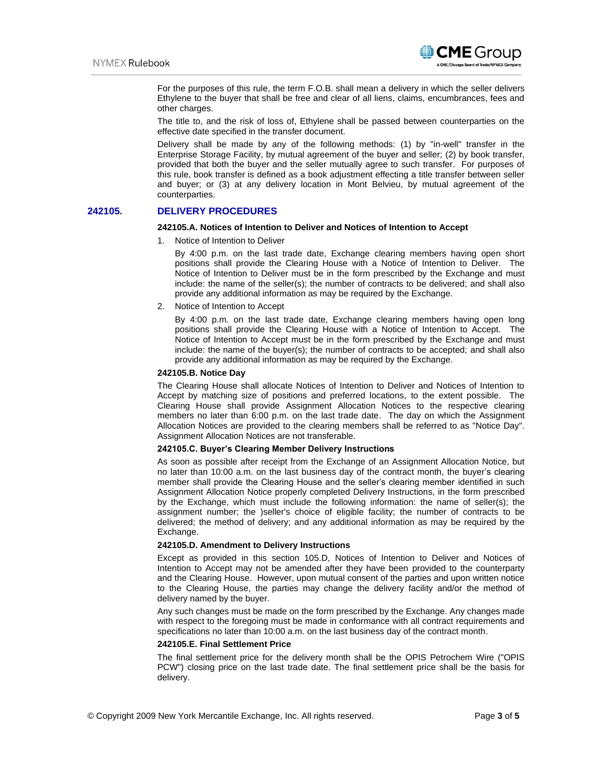For the purposes of this rule, the term F.O.B. shall mean a delivery in which the seller delivers Ethylene to the buyer that shall be free and clear of all liens, claims, encumbrances, fees and other charges.

The title to, and the risk of loss of, Ethylene shall be passed between counterparties on the effective date specified in the transfer document.

Delivery shall be made by any of the following methods: (1) by "in-well" transfer in the Enterprise Storage Facility, by mutual agreement of the buyer and seller; (2) by book transfer, provided that both the buyer and the seller mutually agree to such transfer. For purposes of this rule, book transfer is defined as a book adjustment effecting a title transfer between seller and buyer; or (3) at any delivery location in Mont Belvieu, by mutual agreement of the counterparties.

## 242105. DELIVERY PROCEDURES

### 242105.A. Notices of Intention to Deliver and Notices of Intention to Accept

1. Notice of Intention to Deliver

   By 4:00 p.m. on the last trade date, Exchange clearing members having open short positions shall provide the Clearing House with a Notice of Intention to Deliver. The Notice of Intention to Deliver must be in the form prescribed by the Exchange and must include: the name of the seller(s); the number of contracts to be delivered; and shall also provide any additional information as may be required by the Exchange.

2. Notice of Intention to Accept

   By 4:00 p.m. on the last trade date, Exchange clearing members having open long positions shall provide the Clearing House with a Notice of Intention to Accept. The Notice of Intention to Accept must be in the form prescribed by the Exchange and must include: the name of the buyer(s); the number of contracts to be accepted; and shall also provide any additional information as may be required by the Exchange.

### 242105.B. Notice Day

The Clearing House shall allocate Notices of Intention to Deliver and Notices of Intention to Accept by matching size of positions and preferred locations, to the extent possible. The Clearing House shall provide Assignment Allocation Notices to the respective clearing members no later than 6:00 p.m. on the last trade date. The day on which the Assignment Allocation Notices are provided to the clearing members shall be referred to as "Notice Day". Assignment Allocation Notices are not transferable.

### 242105.C. Buyer's Clearing Member Delivery Instructions

As soon as possible after receipt from the Exchange of an Assignment Allocation Notice, but no later than 10:00 a.m. on the last business day of the contract month, the buyer's clearing member shall provide the Clearing House and the seller's clearing member identified in such Assignment Allocation Notice properly completed Delivery Instructions, in the form prescribed by the Exchange, which must include the following information: the name of seller(s); the assignment number; the )seller's choice of eligible facility; the number of contracts to be delivered; the method of delivery; and any additional information as may be required by the Exchange.

### 242105.D. Amendment to Delivery Instructions

Except as provided in this section 105.D, Notices of Intention to Deliver and Notices of Intention to Accept may not be amended after they have been provided to the counterparty and the Clearing House. However, upon mutual consent of the parties and upon written notice to the Clearing House, the parties may change the delivery facility and/or the method of delivery named by the buyer.

Any such changes must be made on the form prescribed by the Exchange. Any changes made with respect to the foregoing must be made in conformance with all contract requirements and specifications no later than 10:00 a.m. on the last business day of the contract month.

### 242105.E. Final Settlement Price

The final settlement price for the delivery month shall be the OPIS Petrochem Wire ("OPIS PCW") closing price on the last trade date. The final settlement price shall be the basis for delivery.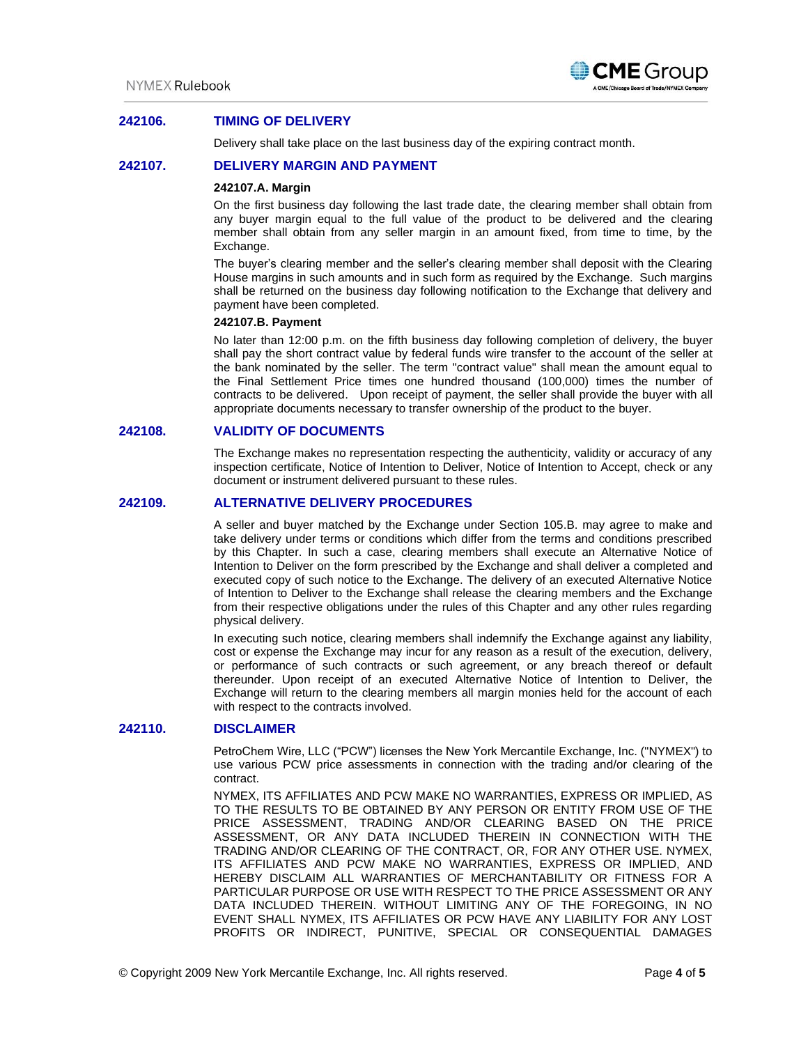## 242106. TIMING OF DELIVERY

Delivery shall take place on the last business day of the expiring contract month.

## 242107. DELIVERY MARGIN AND PAYMENT

### 242107.A. Margin

On the first business day following the last trade date, the clearing member shall obtain from any buyer margin equal to the full value of the product to be delivered and the clearing member shall obtain from any seller margin in an amount fixed, from time to time, by the Exchange.

The buyer's clearing member and the seller's clearing member shall deposit with the Clearing House margins in such amounts and in such form as required by the Exchange. Such margins shall be returned on the business day following notification to the Exchange that delivery and payment have been completed.

### 242107.B. Payment

No later than 12:00 p.m. on the fifth business day following completion of delivery, the buyer shall pay the short contract value by federal funds wire transfer to the account of the seller at the bank nominated by the seller. The term "contract value" shall mean the amount equal to the Final Settlement Price times one hundred thousand (100,000) times the number of contracts to be delivered. Upon receipt of payment, the seller shall provide the buyer with all appropriate documents necessary to transfer ownership of the product to the buyer.

## 242108. VALIDITY OF DOCUMENTS

The Exchange makes no representation respecting the authenticity, validity or accuracy of any inspection certificate, Notice of Intention to Deliver, Notice of Intention to Accept, check or any document or instrument delivered pursuant to these rules.

## 242109. ALTERNATIVE DELIVERY PROCEDURES

A seller and buyer matched by the Exchange under Section 105.B. may agree to make and take delivery under terms or conditions which differ from the terms and conditions prescribed by this Chapter. In such a case, clearing members shall execute an Alternative Notice of Intention to Deliver on the form prescribed by the Exchange and shall deliver a completed and executed copy of such notice to the Exchange. The delivery of an executed Alternative Notice of Intention to Deliver to the Exchange shall release the clearing members and the Exchange from their respective obligations under the rules of this Chapter and any other rules regarding physical delivery.

In executing such notice, clearing members shall indemnify the Exchange against any liability, cost or expense the Exchange may incur for any reason as a result of the execution, delivery, or performance of such contracts or such agreement, or any breach thereof or default thereunder. Upon receipt of an executed Alternative Notice of Intention to Deliver, the Exchange will return to the clearing members all margin monies held for the account of each with respect to the contracts involved.

## 242110. DISCLAIMER

PetroChem Wire, LLC ("PCW") licenses the New York Mercantile Exchange, Inc. ("NYMEX") to use various PCW price assessments in connection with the trading and/or clearing of the contract.

NYMEX, ITS AFFILIATES AND PCW MAKE NO WARRANTIES, EXPRESS OR IMPLIED, AS TO THE RESULTS TO BE OBTAINED BY ANY PERSON OR ENTITY FROM USE OF THE PRICE ASSESSMENT, TRADING AND/OR CLEARING BASED ON THE PRICE ASSESSMENT, OR ANY DATA INCLUDED THEREIN IN CONNECTION WITH THE TRADING AND/OR CLEARING OF THE CONTRACT, OR, FOR ANY OTHER USE. NYMEX, ITS AFFILIATES AND PCW MAKE NO WARRANTIES, EXPRESS OR IMPLIED, AND HEREBY DISCLAIM ALL WARRANTIES OF MERCHANTABILITY OR FITNESS FOR A PARTICULAR PURPOSE OR USE WITH RESPECT TO THE PRICE ASSESSMENT OR ANY DATA INCLUDED THEREIN. WITHOUT LIMITING ANY OF THE FOREGOING, IN NO EVENT SHALL NYMEX, ITS AFFILIATES OR PCW HAVE ANY LIABILITY FOR ANY LOST PROFITS OR INDIRECT, PUNITIVE, SPECIAL OR CONSEQUENTIAL DAMAGES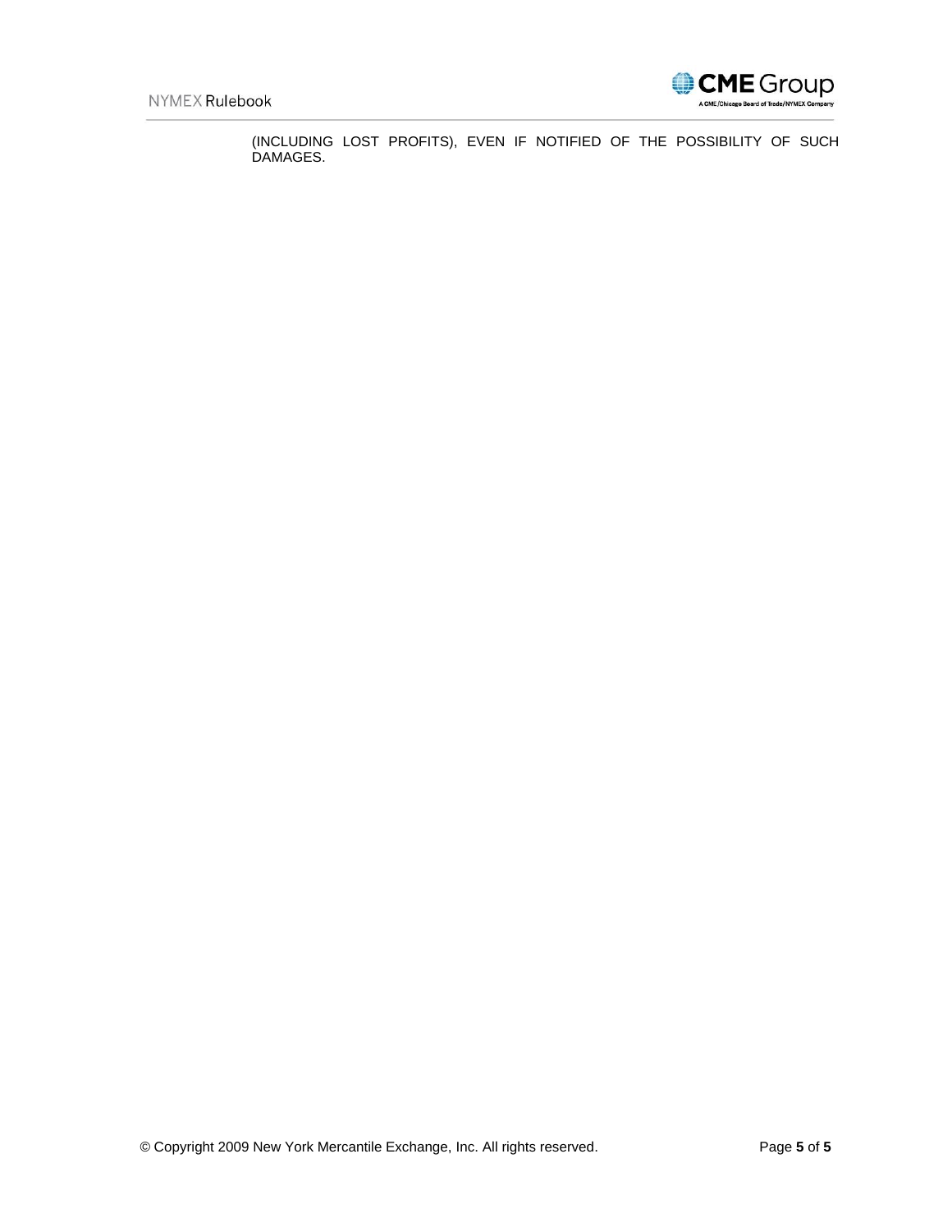(INCLUDING LOST PROFITS), EVEN IF NOTIFIED OF THE POSSIBILITY OF SUCH DAMAGES.